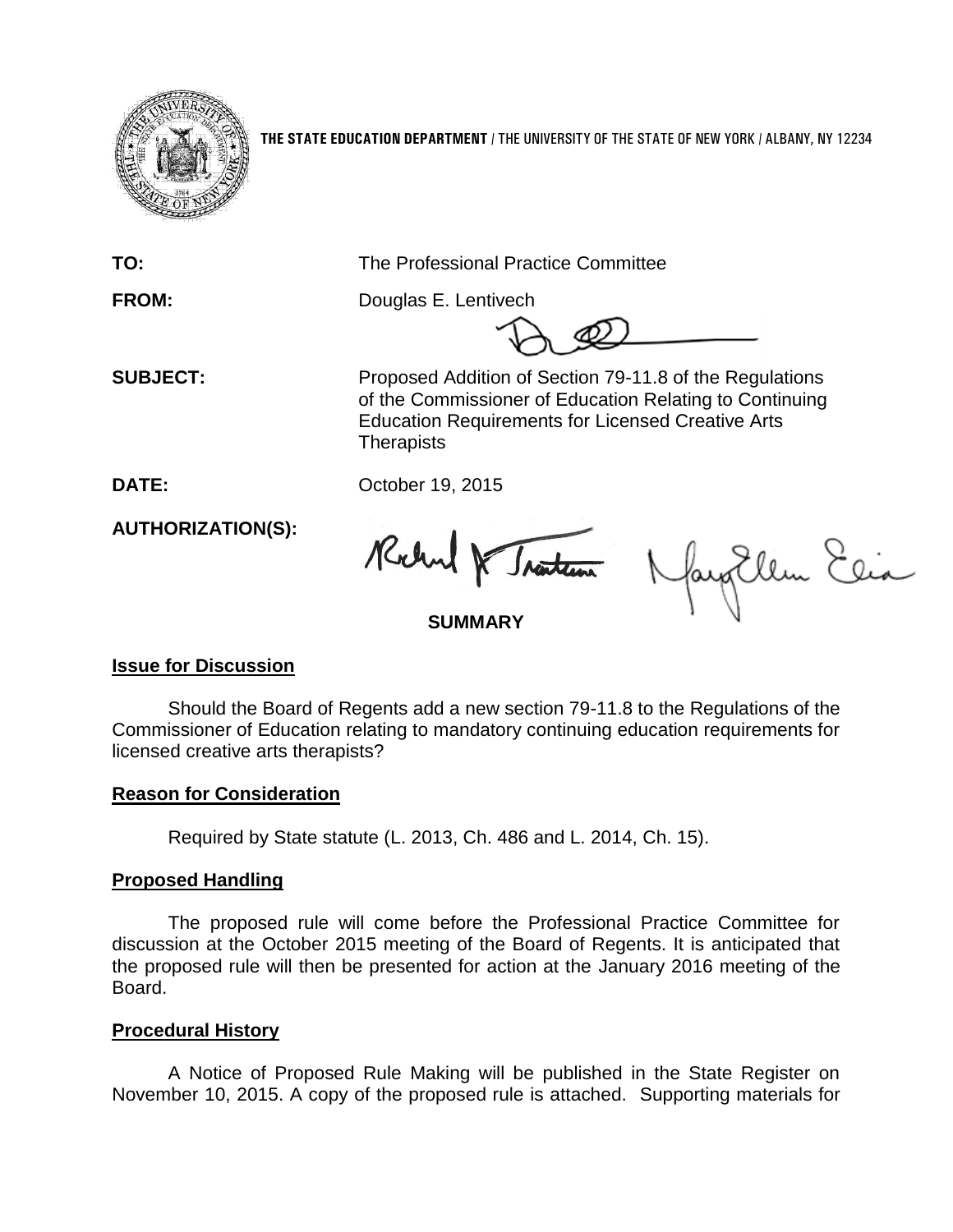**THE STATE EDUCATION DEPARTMENT** / THE UNIVERSITY OF THE STATE OF NEW YORK / ALBANY, NY 12234

**TO:** The Professional Practice Committee

**FROM:** Douglas E. Lentivech

**SUBJECT:** Proposed Addition of Section 79-11.8 of the Regulations of the Commissioner of Education Relating to Continuing Education Requirements for Licensed Creative Arts Therapists

**DATE:** October 19, 2015

**AUTHORIZATION(S):**

**SUMMARY**

**Issue for Discussion**

Should the Board of Regents add a new section 79-11.8 to the Regulations of the Commissioner of Education relating to mandatory continuing education requirements for licensed creative arts therapists?

**Reason for Consideration**

Required by State statute (L. 2013, Ch. 486 and L. 2014, Ch. 15).

**Proposed Handling**

The proposed rule will come before the Professional Practice Committee for discussion at the October 2015 meeting of the Board of Regents. It is anticipated that the proposed rule will then be presented for action at the January 2016 meeting of the Board.

**Procedural History**

A Notice of Proposed Rule Making will be published in the State Register on November 10, 2015. A copy of the proposed rule is attached. Supporting materials for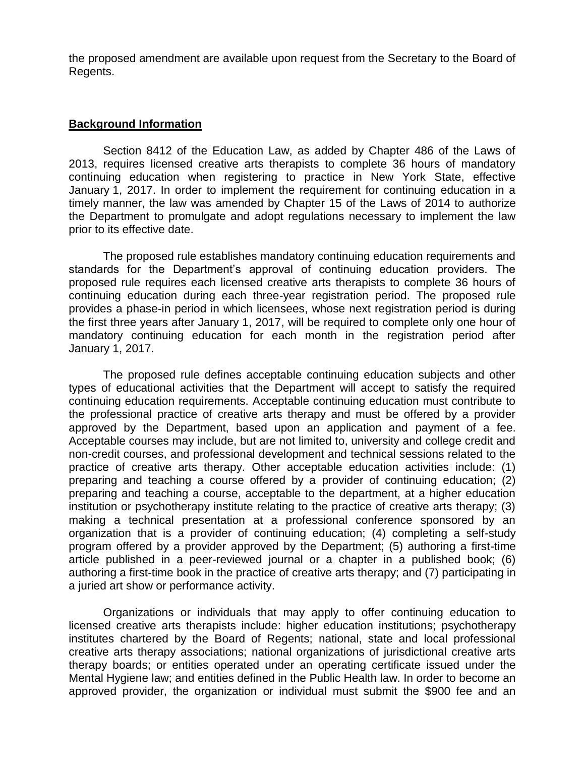the proposed amendment are available upon request from the Secretary to the Board of Regents.

## Background Information

Section 8412 of the Education Law, as added by Chapter 486 of the Laws of 2013, requires licensed creative arts therapists to complete 36 hours of mandatory continuing education when registering to practice in New York State, effective January 1, 2017. In order to implement the requirement for continuing education in a timely manner, the law was amended by Chapter 15 of the Laws of 2014 to authorize the Department to promulgate and adopt regulations necessary to implement the law prior to its effective date.

The proposed rule establishes mandatory continuing education requirements and standards for the Department's approval of continuing education providers. The proposed rule requires each licensed creative arts therapists to complete 36 hours of continuing education during each three-year registration period. The proposed rule provides a phase-in period in which licensees, whose next registration period is during the first three years after January 1, 2017, will be required to complete only one hour of mandatory continuing education for each month in the registration period after January 1, 2017.

The proposed rule defines acceptable continuing education subjects and other types of educational activities that the Department will accept to satisfy the required continuing education requirements. Acceptable continuing education must contribute to the professional practice of creative arts therapy and must be offered by a provider approved by the Department, based upon an application and payment of a fee. Acceptable courses may include, but are not limited to, university and college credit and non-credit courses, and professional development and technical sessions related to the practice of creative arts therapy. Other acceptable education activities include: (1) preparing and teaching a course offered by a provider of continuing education; (2) preparing and teaching a course, acceptable to the department, at a higher education institution or psychotherapy institute relating to the practice of creative arts therapy; (3) making a technical presentation at a professional conference sponsored by an organization that is a provider of continuing education; (4) completing a self-study program offered by a provider approved by the Department; (5) authoring a first-time article published in a peer-reviewed journal or a chapter in a published book; (6) authoring a first-time book in the practice of creative arts therapy; and (7) participating in a juried art show or performance activity.

Organizations or individuals that may apply to offer continuing education to licensed creative arts therapists include: higher education institutions; psychotherapy institutes chartered by the Board of Regents; national, state and local professional creative arts therapy associations; national organizations of jurisdictional creative arts therapy boards; or entities operated under an operating certificate issued under the Mental Hygiene law; and entities defined in the Public Health law. In order to become an approved provider, the organization or individual must submit the $900 fee and an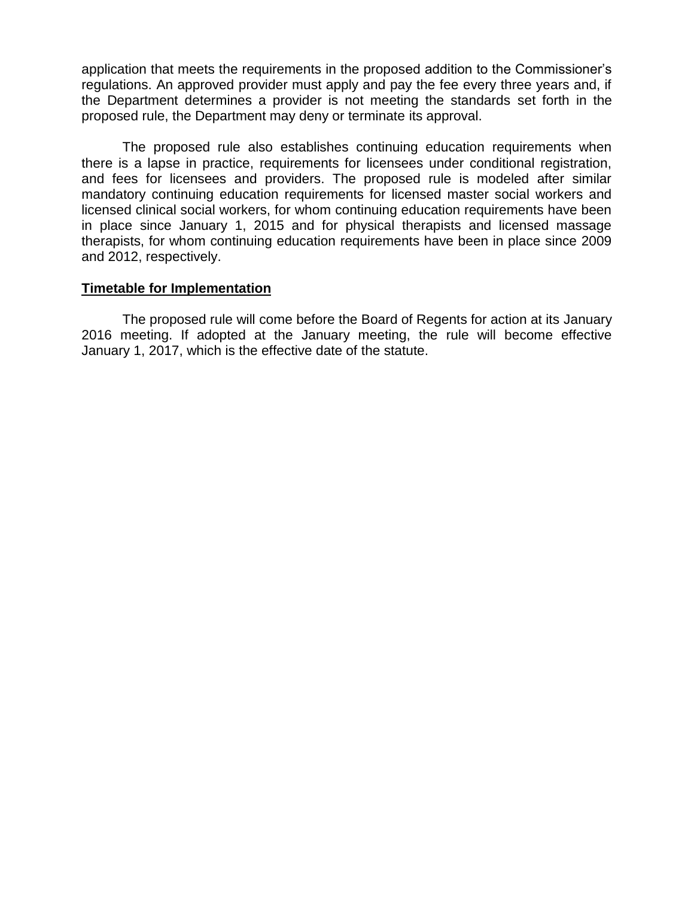application that meets the requirements in the proposed addition to the Commissioner's regulations. An approved provider must apply and pay the fee every three years and, if the Department determines a provider is not meeting the standards set forth in the proposed rule, the Department may deny or terminate its approval.

The proposed rule also establishes continuing education requirements when there is a lapse in practice, requirements for licensees under conditional registration, and fees for licensees and providers. The proposed rule is modeled after similar mandatory continuing education requirements for licensed master social workers and licensed clinical social workers, for whom continuing education requirements have been in place since January 1, 2015 and for physical therapists and licensed massage therapists, for whom continuing education requirements have been in place since 2009 and 2012, respectively.

**Timetable for Implementation**

The proposed rule will come before the Board of Regents for action at its January 2016 meeting. If adopted at the January meeting, the rule will become effective January 1, 2017, which is the effective date of the statute.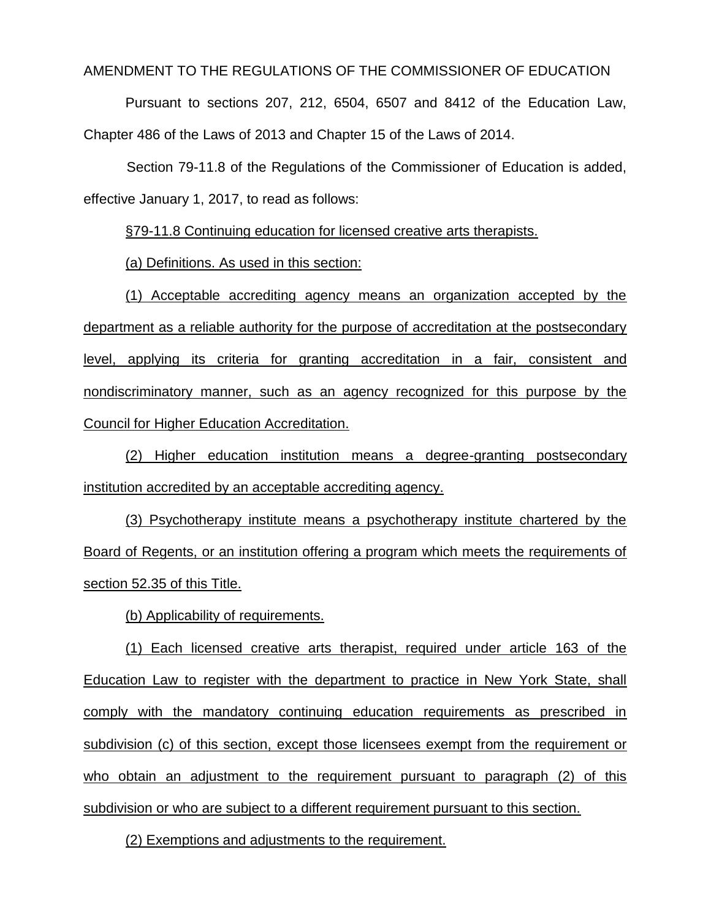AMENDMENT TO THE REGULATIONS OF THE COMMISSIONER OF EDUCATION

Pursuant to sections 207, 212, 6504, 6507 and 8412 of the Education Law, Chapter 486 of the Laws of 2013 and Chapter 15 of the Laws of 2014.

Section 79-11.8 of the Regulations of the Commissioner of Education is added, effective January 1, 2017, to read as follows:

<u>§79-11.8 Continuing education for licensed creative arts therapists.</u>

<u>(a) Definitions. As used in this section:</u>

<u>(1) Acceptable accrediting agency means an organization accepted by the department as a reliable authority for the purpose of accreditation at the postsecondary level, applying its criteria for granting accreditation in a fair, consistent and nondiscriminatory manner, such as an agency recognized for this purpose by the Council for Higher Education Accreditation.</u>

<u>(2) Higher education institution means a degree-granting postsecondary institution accredited by an acceptable accrediting agency.</u>

<u>(3) Psychotherapy institute means a psychotherapy institute chartered by the Board of Regents, or an institution offering a program which meets the requirements of section 52.35 of this Title.</u>

<u>(b) Applicability of requirements.</u>

<u>(1) Each licensed creative arts therapist, required under article 163 of the Education Law to register with the department to practice in New York State, shall comply with the mandatory continuing education requirements as prescribed in subdivision (c) of this section, except those licensees exempt from the requirement or who obtain an adjustment to the requirement pursuant to paragraph (2) of this subdivision or who are subject to a different requirement pursuant to this section.</u>

<u>(2) Exemptions and adjustments to the requirement.</u>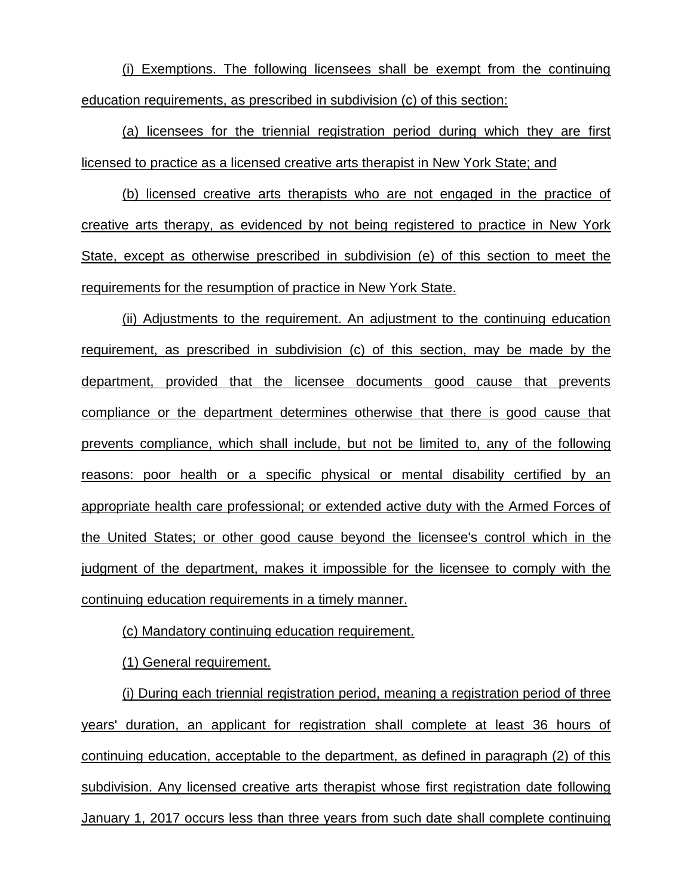(i) Exemptions. The following licensees shall be exempt from the continuing education requirements, as prescribed in subdivision (c) of this section:

(a) licensees for the triennial registration period during which they are first licensed to practice as a licensed creative arts therapist in New York State; and

(b) licensed creative arts therapists who are not engaged in the practice of creative arts therapy, as evidenced by not being registered to practice in New York State, except as otherwise prescribed in subdivision (e) of this section to meet the requirements for the resumption of practice in New York State.

(ii) Adjustments to the requirement. An adjustment to the continuing education requirement, as prescribed in subdivision (c) of this section, may be made by the department, provided that the licensee documents good cause that prevents compliance or the department determines otherwise that there is good cause that prevents compliance, which shall include, but not be limited to, any of the following reasons: poor health or a specific physical or mental disability certified by an appropriate health care professional; or extended active duty with the Armed Forces of the United States; or other good cause beyond the licensee's control which in the judgment of the department, makes it impossible for the licensee to comply with the continuing education requirements in a timely manner.

(c) Mandatory continuing education requirement.

(1) General requirement.

(i) During each triennial registration period, meaning a registration period of three years' duration, an applicant for registration shall complete at least 36 hours of continuing education, acceptable to the department, as defined in paragraph (2) of this subdivision. Any licensed creative arts therapist whose first registration date following January 1, 2017 occurs less than three years from such date shall complete continuing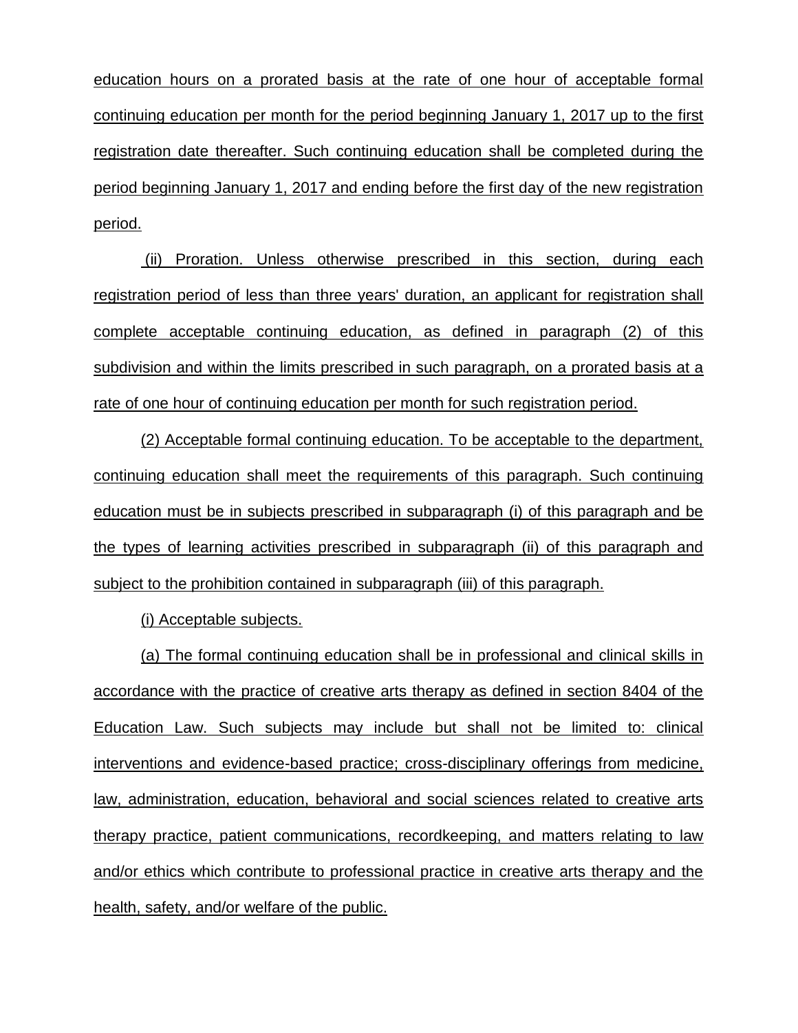education hours on a prorated basis at the rate of one hour of acceptable formal continuing education per month for the period beginning January 1, 2017 up to the first registration date thereafter. Such continuing education shall be completed during the period beginning January 1, 2017 and ending before the first day of the new registration period.

(ii) Proration. Unless otherwise prescribed in this section, during each registration period of less than three years' duration, an applicant for registration shall complete acceptable continuing education, as defined in paragraph (2) of this subdivision and within the limits prescribed in such paragraph, on a prorated basis at a rate of one hour of continuing education per month for such registration period.

(2) Acceptable formal continuing education. To be acceptable to the department, continuing education shall meet the requirements of this paragraph. Such continuing education must be in subjects prescribed in subparagraph (i) of this paragraph and be the types of learning activities prescribed in subparagraph (ii) of this paragraph and subject to the prohibition contained in subparagraph (iii) of this paragraph.

(i) Acceptable subjects.

(a) The formal continuing education shall be in professional and clinical skills in accordance with the practice of creative arts therapy as defined in section 8404 of the Education Law. Such subjects may include but shall not be limited to: clinical interventions and evidence-based practice; cross-disciplinary offerings from medicine, law, administration, education, behavioral and social sciences related to creative arts therapy practice, patient communications, recordkeeping, and matters relating to law and/or ethics which contribute to professional practice in creative arts therapy and the health, safety, and/or welfare of the public.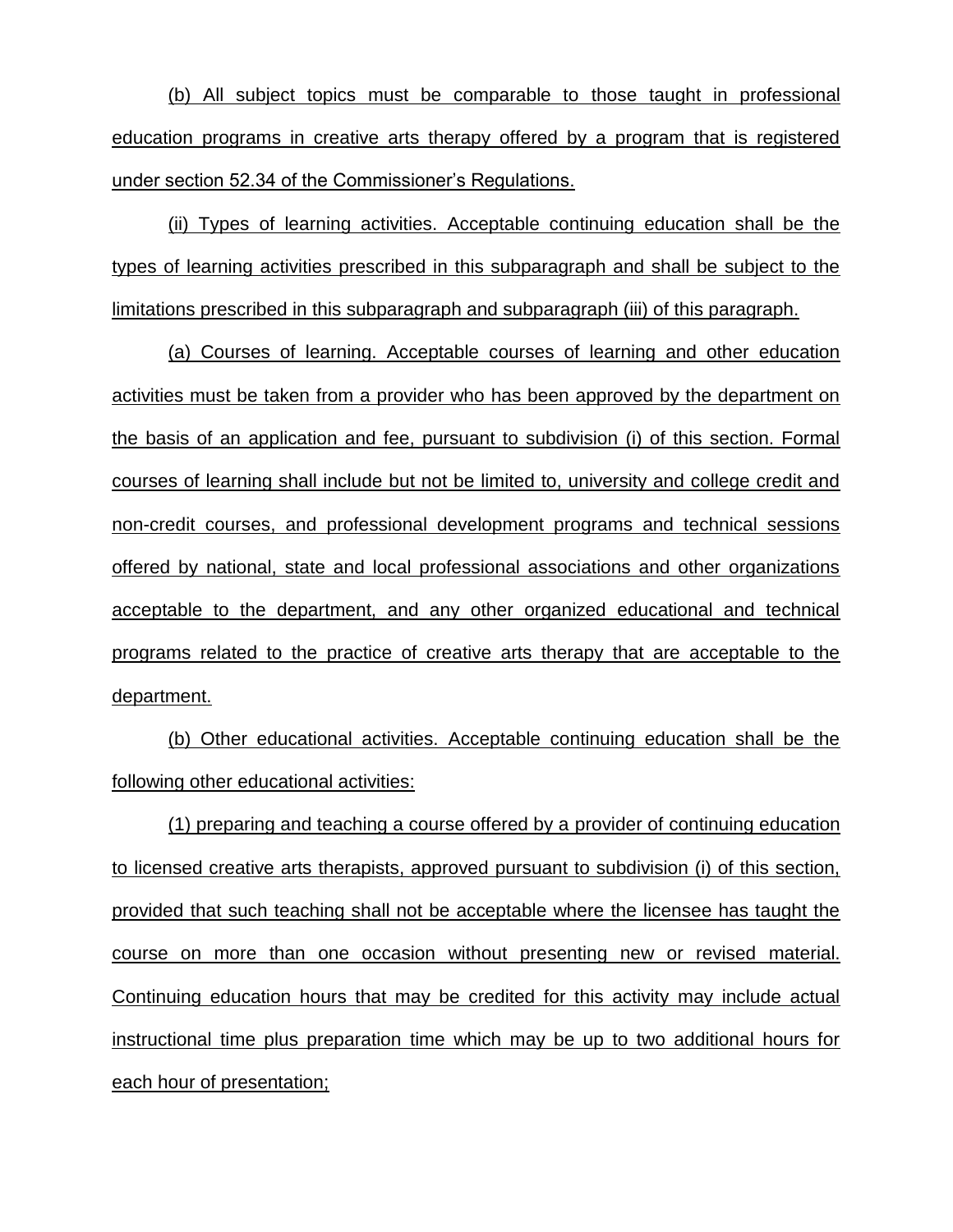(b) All subject topics must be comparable to those taught in professional education programs in creative arts therapy offered by a program that is registered under section 52.34 of the Commissioner's Regulations.

(ii) Types of learning activities. Acceptable continuing education shall be the types of learning activities prescribed in this subparagraph and shall be subject to the limitations prescribed in this subparagraph and subparagraph (iii) of this paragraph.

(a) Courses of learning. Acceptable courses of learning and other education activities must be taken from a provider who has been approved by the department on the basis of an application and fee, pursuant to subdivision (i) of this section. Formal courses of learning shall include but not be limited to, university and college credit and non-credit courses, and professional development programs and technical sessions offered by national, state and local professional associations and other organizations acceptable to the department, and any other organized educational and technical programs related to the practice of creative arts therapy that are acceptable to the department.

(b) Other educational activities. Acceptable continuing education shall be the following other educational activities:

(1) preparing and teaching a course offered by a provider of continuing education to licensed creative arts therapists, approved pursuant to subdivision (i) of this section, provided that such teaching shall not be acceptable where the licensee has taught the course on more than one occasion without presenting new or revised material. Continuing education hours that may be credited for this activity may include actual instructional time plus preparation time which may be up to two additional hours for each hour of presentation;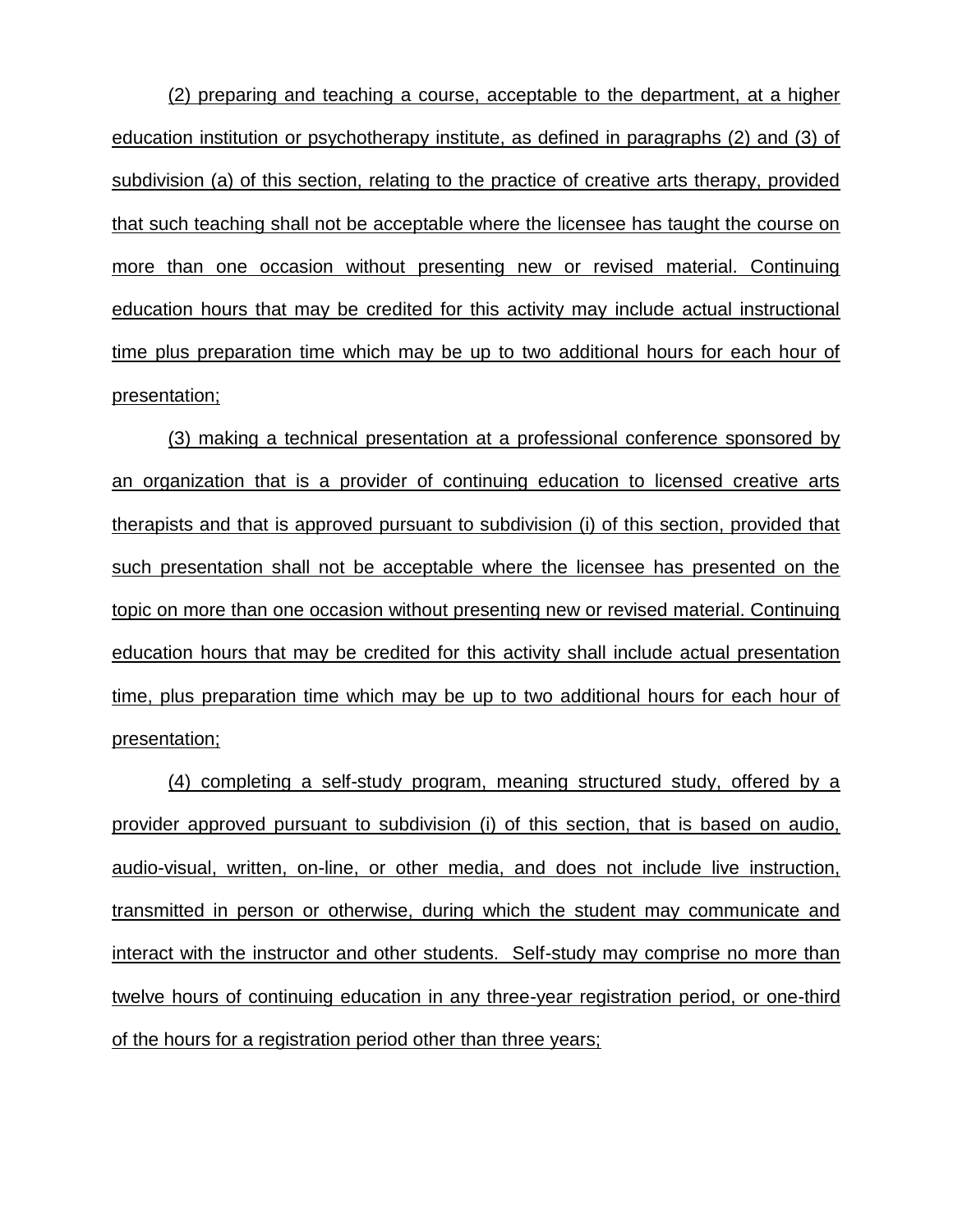(2) preparing and teaching a course, acceptable to the department, at a higher education institution or psychotherapy institute, as defined in paragraphs (2) and (3) of subdivision (a) of this section, relating to the practice of creative arts therapy, provided that such teaching shall not be acceptable where the licensee has taught the course on more than one occasion without presenting new or revised material. Continuing education hours that may be credited for this activity may include actual instructional time plus preparation time which may be up to two additional hours for each hour of presentation;

(3) making a technical presentation at a professional conference sponsored by an organization that is a provider of continuing education to licensed creative arts therapists and that is approved pursuant to subdivision (i) of this section, provided that such presentation shall not be acceptable where the licensee has presented on the topic on more than one occasion without presenting new or revised material. Continuing education hours that may be credited for this activity shall include actual presentation time, plus preparation time which may be up to two additional hours for each hour of presentation;

(4) completing a self-study program, meaning structured study, offered by a provider approved pursuant to subdivision (i) of this section, that is based on audio, audio-visual, written, on-line, or other media, and does not include live instruction, transmitted in person or otherwise, during which the student may communicate and interact with the instructor and other students. Self-study may comprise no more than twelve hours of continuing education in any three-year registration period, or one-third of the hours for a registration period other than three years;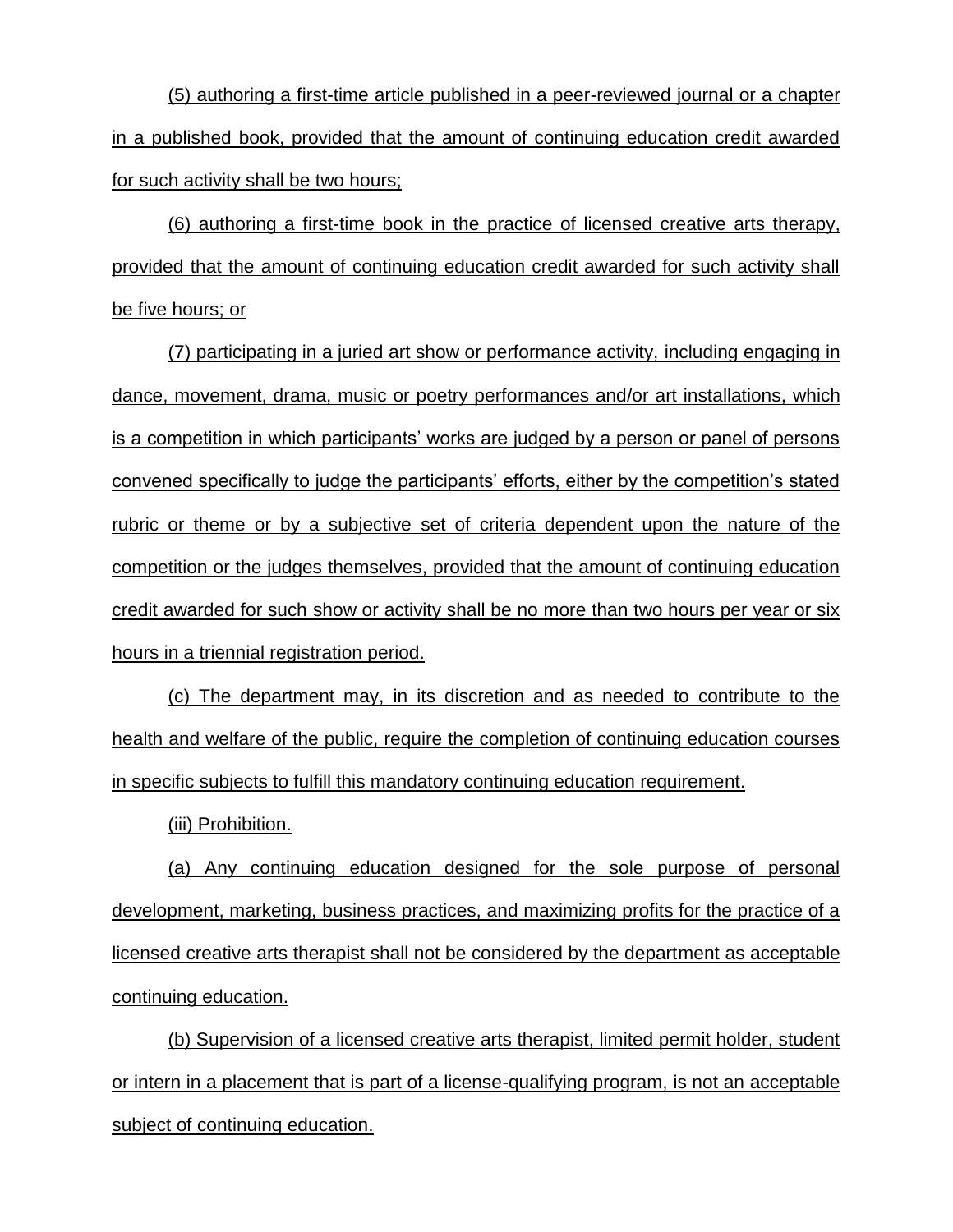(5) authoring a first-time article published in a peer-reviewed journal or a chapter in a published book, provided that the amount of continuing education credit awarded for such activity shall be two hours;

(6) authoring a first-time book in the practice of licensed creative arts therapy, provided that the amount of continuing education credit awarded for such activity shall be five hours; or

(7) participating in a juried art show or performance activity, including engaging in dance, movement, drama, music or poetry performances and/or art installations, which is a competition in which participants' works are judged by a person or panel of persons convened specifically to judge the participants' efforts, either by the competition's stated rubric or theme or by a subjective set of criteria dependent upon the nature of the competition or the judges themselves, provided that the amount of continuing education credit awarded for such show or activity shall be no more than two hours per year or six hours in a triennial registration period.

(c) The department may, in its discretion and as needed to contribute to the health and welfare of the public, require the completion of continuing education courses in specific subjects to fulfill this mandatory continuing education requirement.

(iii) Prohibition.

(a) Any continuing education designed for the sole purpose of personal development, marketing, business practices, and maximizing profits for the practice of a licensed creative arts therapist shall not be considered by the department as acceptable continuing education.

(b) Supervision of a licensed creative arts therapist, limited permit holder, student or intern in a placement that is part of a license-qualifying program, is not an acceptable subject of continuing education.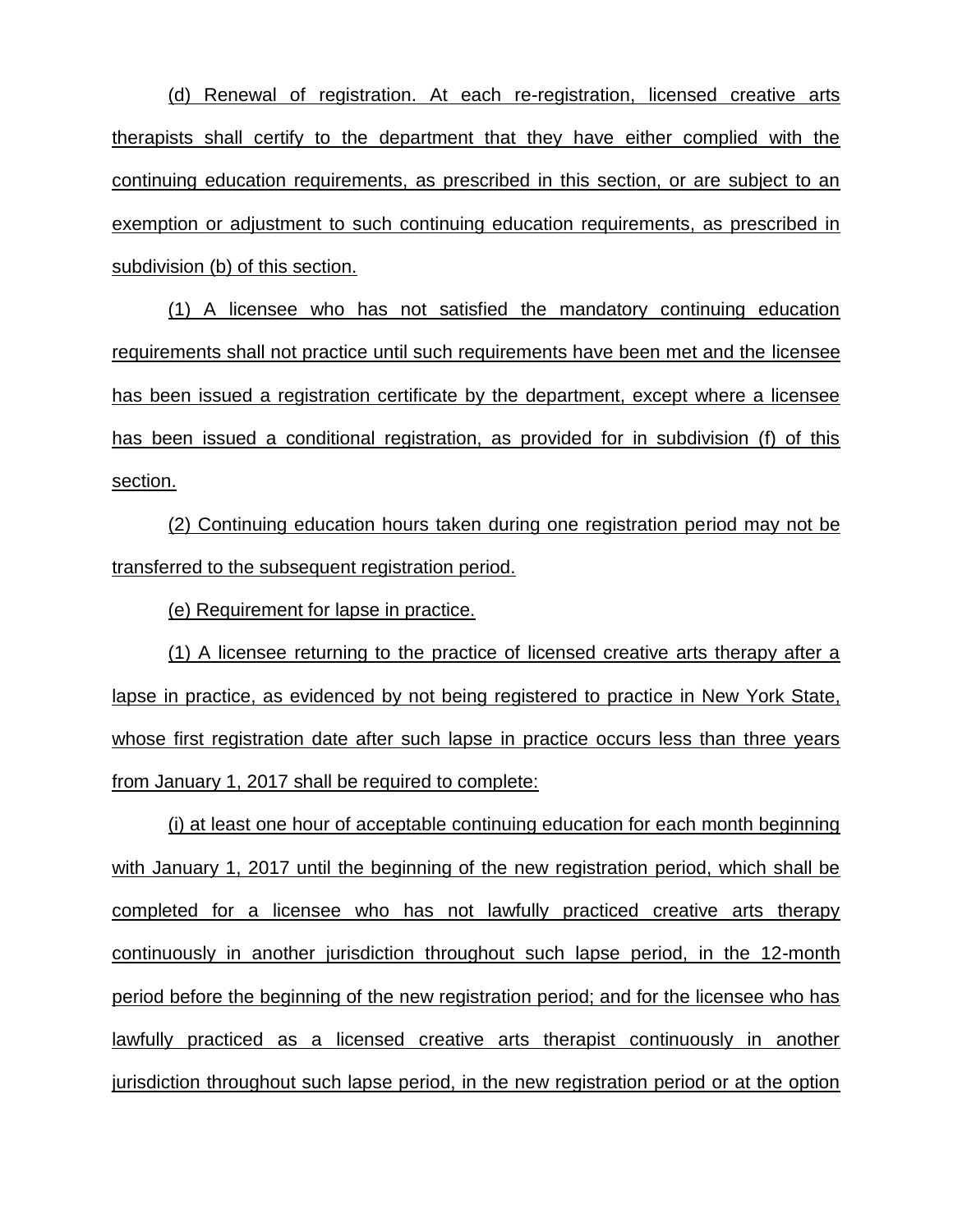(d) Renewal of registration. At each re-registration, licensed creative arts therapists shall certify to the department that they have either complied with the continuing education requirements, as prescribed in this section, or are subject to an exemption or adjustment to such continuing education requirements, as prescribed in subdivision (b) of this section.

(1) A licensee who has not satisfied the mandatory continuing education requirements shall not practice until such requirements have been met and the licensee has been issued a registration certificate by the department, except where a licensee has been issued a conditional registration, as provided for in subdivision (f) of this section.

(2) Continuing education hours taken during one registration period may not be transferred to the subsequent registration period.

(e) Requirement for lapse in practice.

(1) A licensee returning to the practice of licensed creative arts therapy after a lapse in practice, as evidenced by not being registered to practice in New York State, whose first registration date after such lapse in practice occurs less than three years from January 1, 2017 shall be required to complete:

(i) at least one hour of acceptable continuing education for each month beginning with January 1, 2017 until the beginning of the new registration period, which shall be completed for a licensee who has not lawfully practiced creative arts therapy continuously in another jurisdiction throughout such lapse period, in the 12-month period before the beginning of the new registration period; and for the licensee who has lawfully practiced as a licensed creative arts therapist continuously in another jurisdiction throughout such lapse period, in the new registration period or at the option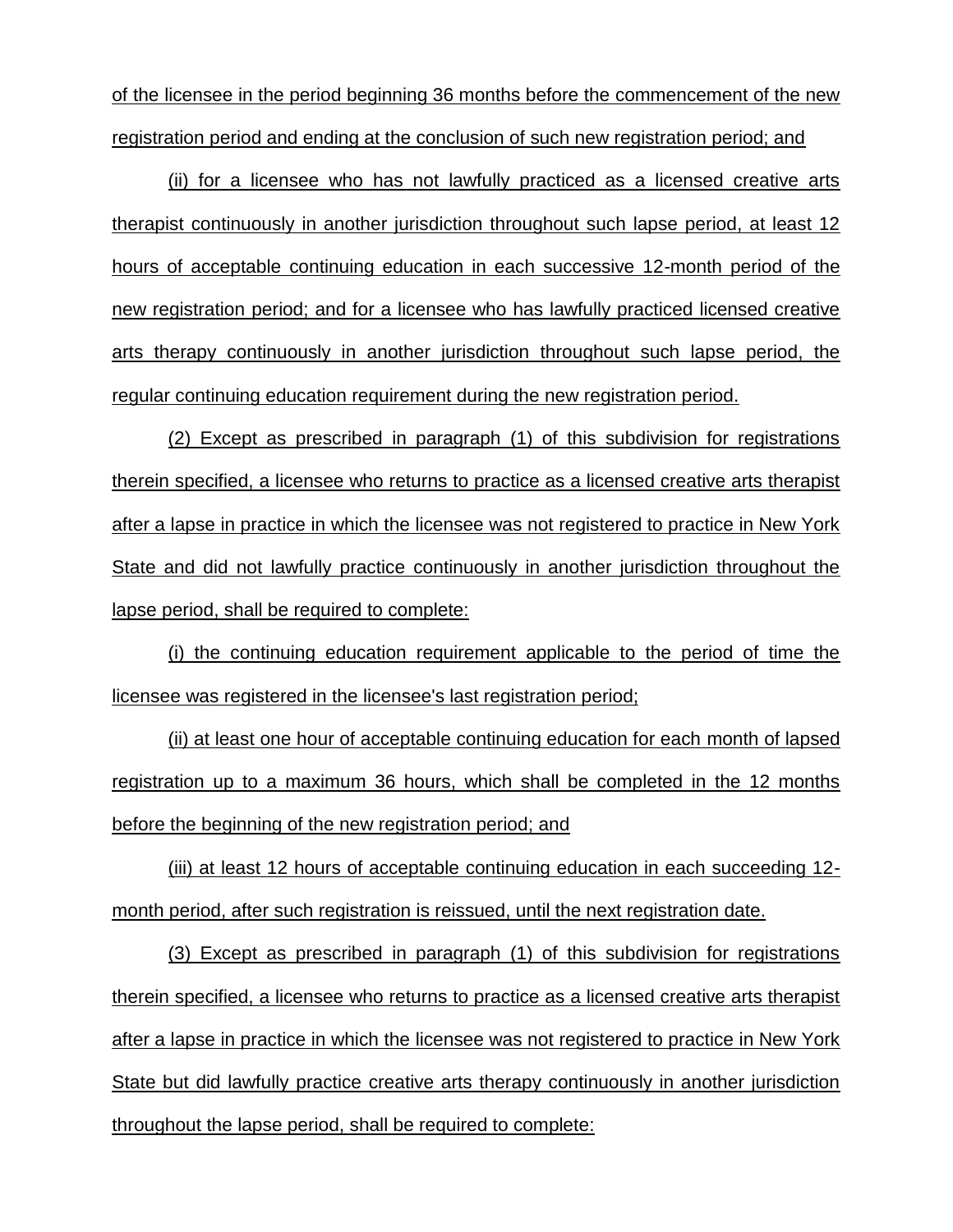of the licensee in the period beginning 36 months before the commencement of the new registration period and ending at the conclusion of such new registration period; and

(ii) for a licensee who has not lawfully practiced as a licensed creative arts therapist continuously in another jurisdiction throughout such lapse period, at least 12 hours of acceptable continuing education in each successive 12-month period of the new registration period; and for a licensee who has lawfully practiced licensed creative arts therapy continuously in another jurisdiction throughout such lapse period, the regular continuing education requirement during the new registration period.

(2) Except as prescribed in paragraph (1) of this subdivision for registrations therein specified, a licensee who returns to practice as a licensed creative arts therapist after a lapse in practice in which the licensee was not registered to practice in New York State and did not lawfully practice continuously in another jurisdiction throughout the lapse period, shall be required to complete:

(i) the continuing education requirement applicable to the period of time the licensee was registered in the licensee's last registration period;

(ii) at least one hour of acceptable continuing education for each month of lapsed registration up to a maximum 36 hours, which shall be completed in the 12 months before the beginning of the new registration period; and

(iii) at least 12 hours of acceptable continuing education in each succeeding 12-month period, after such registration is reissued, until the next registration date.

(3) Except as prescribed in paragraph (1) of this subdivision for registrations therein specified, a licensee who returns to practice as a licensed creative arts therapist after a lapse in practice in which the licensee was not registered to practice in New York State but did lawfully practice creative arts therapy continuously in another jurisdiction throughout the lapse period, shall be required to complete: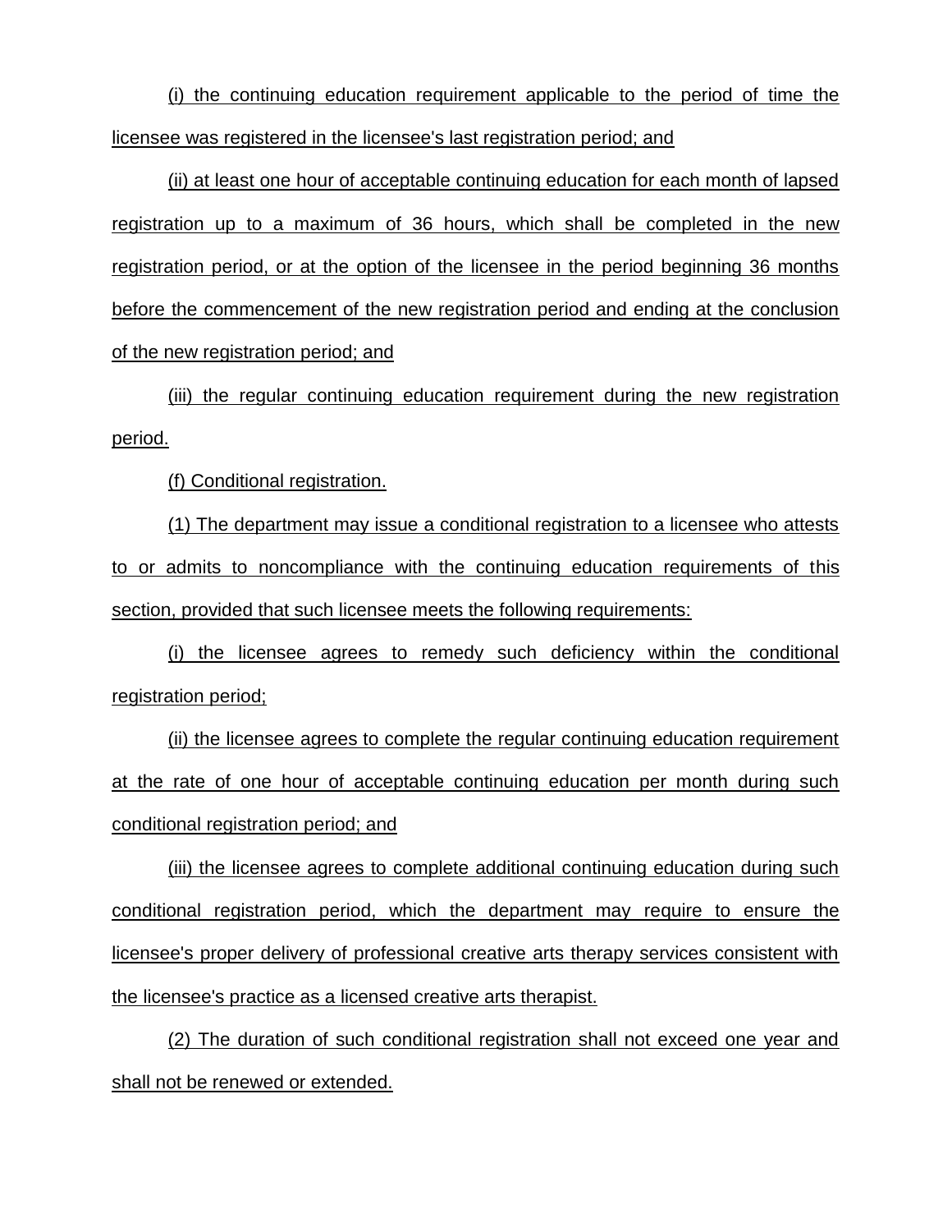(i) the continuing education requirement applicable to the period of time the licensee was registered in the licensee's last registration period; and

(ii) at least one hour of acceptable continuing education for each month of lapsed registration up to a maximum of 36 hours, which shall be completed in the new registration period, or at the option of the licensee in the period beginning 36 months before the commencement of the new registration period and ending at the conclusion of the new registration period; and

(iii) the regular continuing education requirement during the new registration period.

(f) Conditional registration.

(1) The department may issue a conditional registration to a licensee who attests to or admits to noncompliance with the continuing education requirements of this section, provided that such licensee meets the following requirements:

(i) the licensee agrees to remedy such deficiency within the conditional registration period;

(ii) the licensee agrees to complete the regular continuing education requirement at the rate of one hour of acceptable continuing education per month during such conditional registration period; and

(iii) the licensee agrees to complete additional continuing education during such conditional registration period, which the department may require to ensure the licensee's proper delivery of professional creative arts therapy services consistent with the licensee's practice as a licensed creative arts therapist.

(2) The duration of such conditional registration shall not exceed one year and shall not be renewed or extended.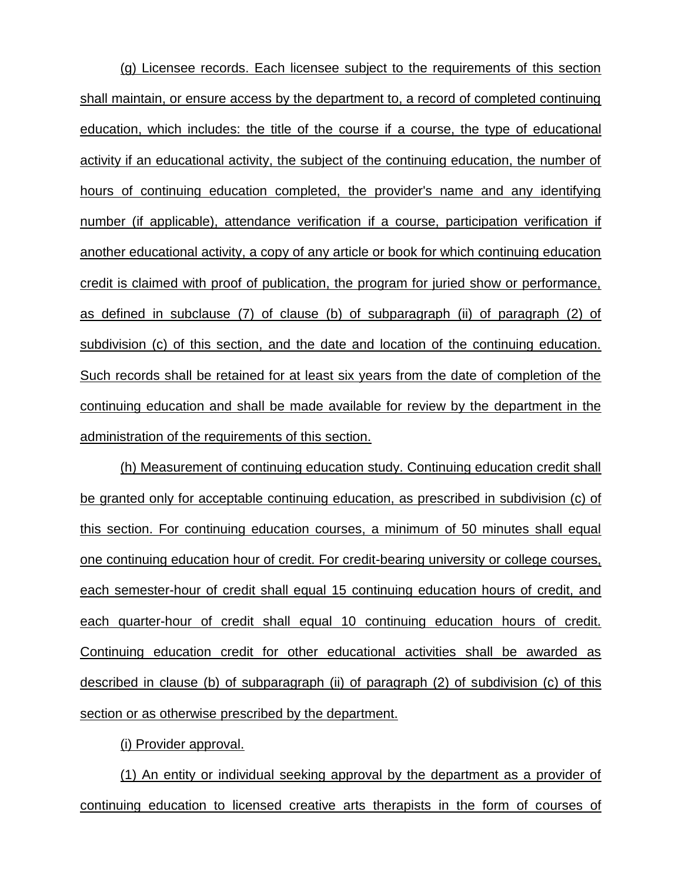(g) Licensee records. Each licensee subject to the requirements of this section shall maintain, or ensure access by the department to, a record of completed continuing education, which includes: the title of the course if a course, the type of educational activity if an educational activity, the subject of the continuing education, the number of hours of continuing education completed, the provider's name and any identifying number (if applicable), attendance verification if a course, participation verification if another educational activity, a copy of any article or book for which continuing education credit is claimed with proof of publication, the program for juried show or performance, as defined in subclause (7) of clause (b) of subparagraph (ii) of paragraph (2) of subdivision (c) of this section, and the date and location of the continuing education. Such records shall be retained for at least six years from the date of completion of the continuing education and shall be made available for review by the department in the administration of the requirements of this section.

(h) Measurement of continuing education study. Continuing education credit shall be granted only for acceptable continuing education, as prescribed in subdivision (c) of this section. For continuing education courses, a minimum of 50 minutes shall equal one continuing education hour of credit. For credit-bearing university or college courses, each semester-hour of credit shall equal 15 continuing education hours of credit, and each quarter-hour of credit shall equal 10 continuing education hours of credit. Continuing education credit for other educational activities shall be awarded as described in clause (b) of subparagraph (ii) of paragraph (2) of subdivision (c) of this section or as otherwise prescribed by the department.

(i) Provider approval.

(1) An entity or individual seeking approval by the department as a provider of continuing education to licensed creative arts therapists in the form of courses of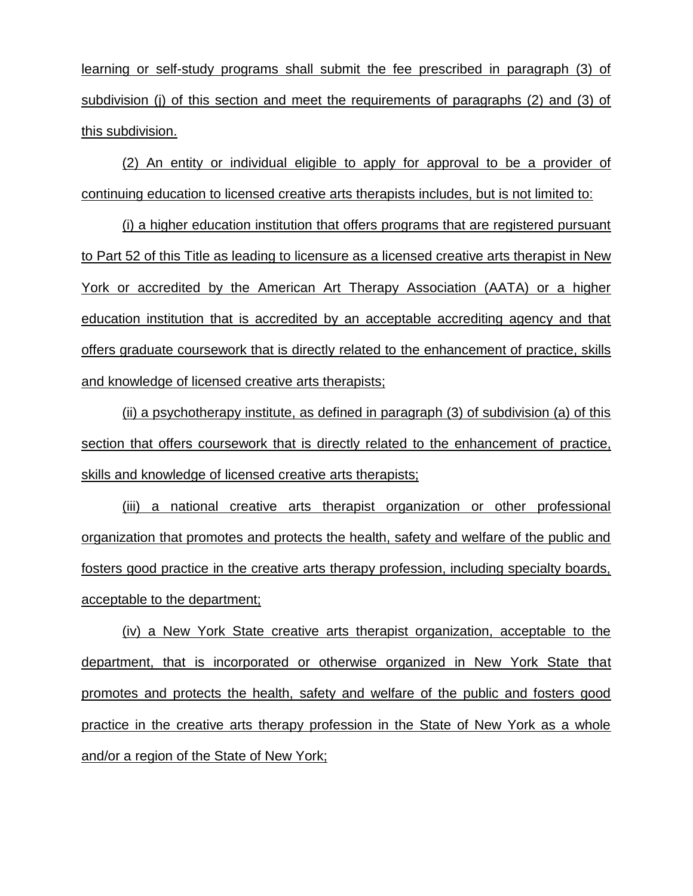learning or self-study programs shall submit the fee prescribed in paragraph (3) of subdivision (j) of this section and meet the requirements of paragraphs (2) and (3) of this subdivision.

(2) An entity or individual eligible to apply for approval to be a provider of continuing education to licensed creative arts therapists includes, but is not limited to:

(i) a higher education institution that offers programs that are registered pursuant to Part 52 of this Title as leading to licensure as a licensed creative arts therapist in New York or accredited by the American Art Therapy Association (AATA) or a higher education institution that is accredited by an acceptable accrediting agency and that offers graduate coursework that is directly related to the enhancement of practice, skills and knowledge of licensed creative arts therapists;

(ii) a psychotherapy institute, as defined in paragraph (3) of subdivision (a) of this section that offers coursework that is directly related to the enhancement of practice, skills and knowledge of licensed creative arts therapists;

(iii) a national creative arts therapist organization or other professional organization that promotes and protects the health, safety and welfare of the public and fosters good practice in the creative arts therapy profession, including specialty boards, acceptable to the department;

(iv) a New York State creative arts therapist organization, acceptable to the department, that is incorporated or otherwise organized in New York State that promotes and protects the health, safety and welfare of the public and fosters good practice in the creative arts therapy profession in the State of New York as a whole and/or a region of the State of New York;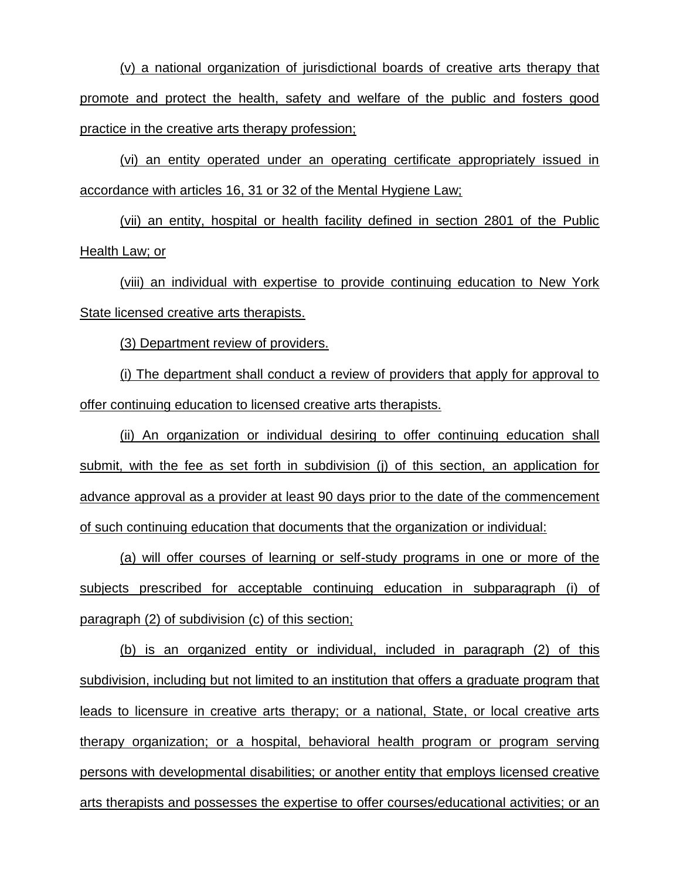(v) a national organization of jurisdictional boards of creative arts therapy that promote and protect the health, safety and welfare of the public and fosters good practice in the creative arts therapy profession;

(vi) an entity operated under an operating certificate appropriately issued in accordance with articles 16, 31 or 32 of the Mental Hygiene Law;

(vii) an entity, hospital or health facility defined in section 2801 of the Public Health Law; or

(viii) an individual with expertise to provide continuing education to New York State licensed creative arts therapists.

(3) Department review of providers.

(i) The department shall conduct a review of providers that apply for approval to offer continuing education to licensed creative arts therapists.

(ii) An organization or individual desiring to offer continuing education shall submit, with the fee as set forth in subdivision (j) of this section, an application for advance approval as a provider at least 90 days prior to the date of the commencement of such continuing education that documents that the organization or individual:

(a) will offer courses of learning or self-study programs in one or more of the subjects prescribed for acceptable continuing education in subparagraph (i) of paragraph (2) of subdivision (c) of this section;

(b) is an organized entity or individual, included in paragraph (2) of this subdivision, including but not limited to an institution that offers a graduate program that leads to licensure in creative arts therapy; or a national, State, or local creative arts therapy organization; or a hospital, behavioral health program or program serving persons with developmental disabilities; or another entity that employs licensed creative arts therapists and possesses the expertise to offer courses/educational activities; or an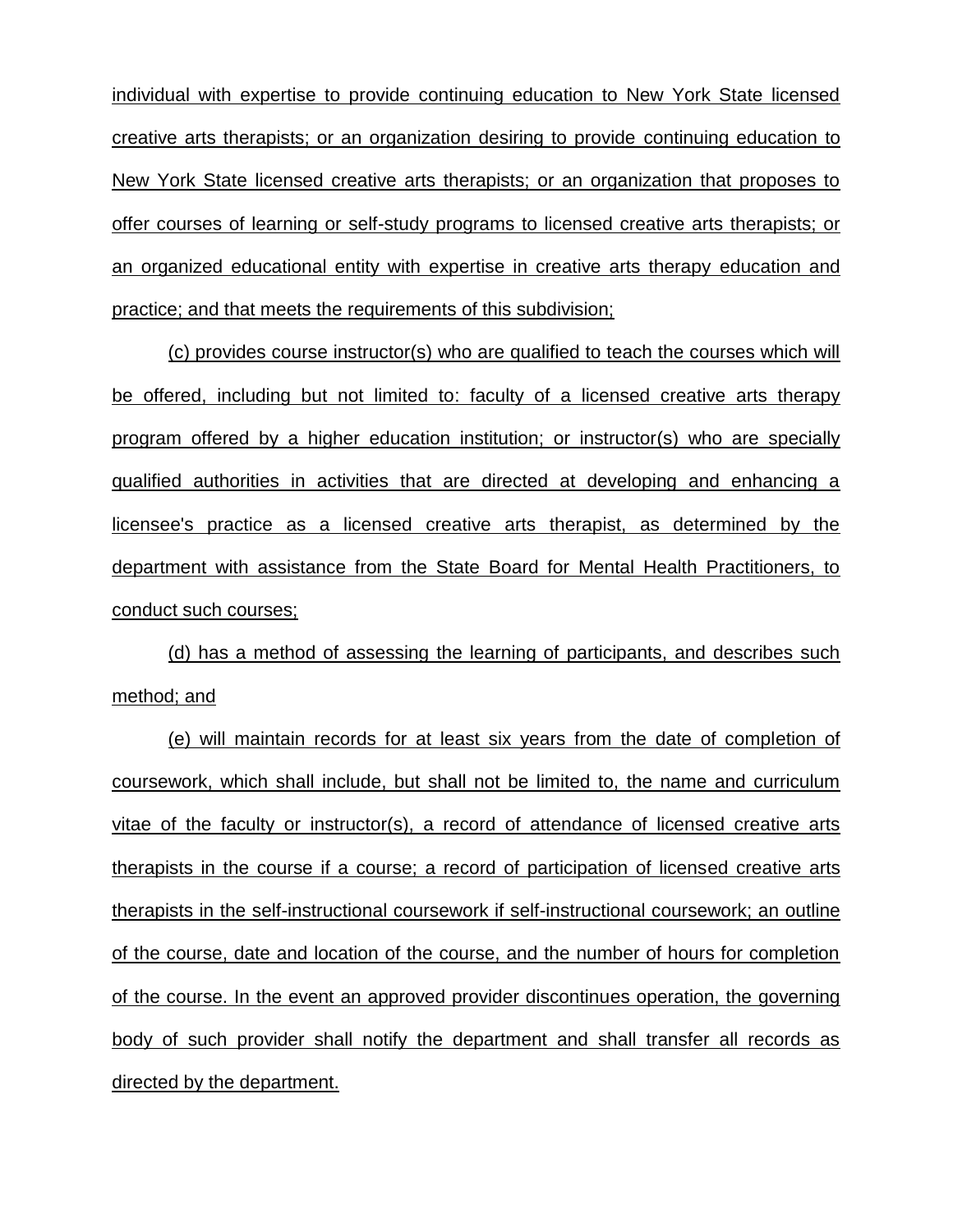individual with expertise to provide continuing education to New York State licensed creative arts therapists; or an organization desiring to provide continuing education to New York State licensed creative arts therapists; or an organization that proposes to offer courses of learning or self-study programs to licensed creative arts therapists; or an organized educational entity with expertise in creative arts therapy education and practice; and that meets the requirements of this subdivision;

(c) provides course instructor(s) who are qualified to teach the courses which will be offered, including but not limited to: faculty of a licensed creative arts therapy program offered by a higher education institution; or instructor(s) who are specially qualified authorities in activities that are directed at developing and enhancing a licensee's practice as a licensed creative arts therapist, as determined by the department with assistance from the State Board for Mental Health Practitioners, to conduct such courses;

(d) has a method of assessing the learning of participants, and describes such method; and

(e) will maintain records for at least six years from the date of completion of coursework, which shall include, but shall not be limited to, the name and curriculum vitae of the faculty or instructor(s), a record of attendance of licensed creative arts therapists in the course if a course; a record of participation of licensed creative arts therapists in the self-instructional coursework if self-instructional coursework; an outline of the course, date and location of the course, and the number of hours for completion of the course. In the event an approved provider discontinues operation, the governing body of such provider shall notify the department and shall transfer all records as directed by the department.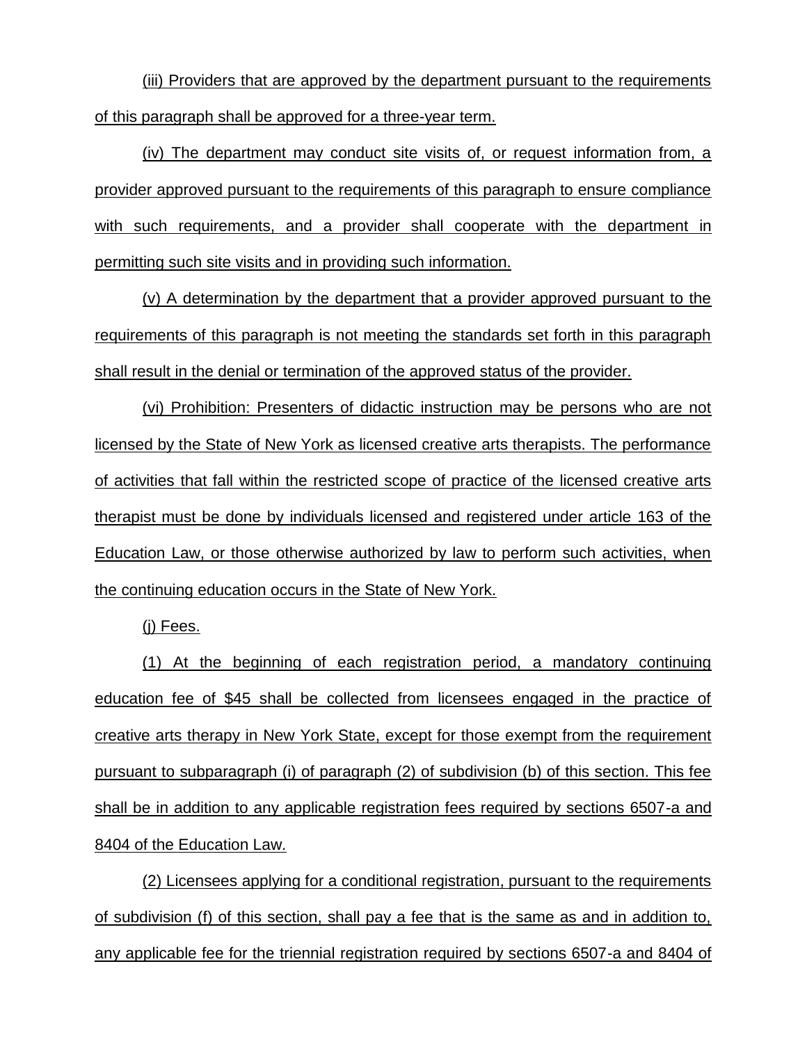(iii) Providers that are approved by the department pursuant to the requirements of this paragraph shall be approved for a three-year term.

(iv) The department may conduct site visits of, or request information from, a provider approved pursuant to the requirements of this paragraph to ensure compliance with such requirements, and a provider shall cooperate with the department in permitting such site visits and in providing such information.

(v) A determination by the department that a provider approved pursuant to the requirements of this paragraph is not meeting the standards set forth in this paragraph shall result in the denial or termination of the approved status of the provider.

(vi) Prohibition: Presenters of didactic instruction may be persons who are not licensed by the State of New York as licensed creative arts therapists. The performance of activities that fall within the restricted scope of practice of the licensed creative arts therapist must be done by individuals licensed and registered under article 163 of the Education Law, or those otherwise authorized by law to perform such activities, when the continuing education occurs in the State of New York.

(j) Fees.

(1) At the beginning of each registration period, a mandatory continuing education fee of $45 shall be collected from licensees engaged in the practice of creative arts therapy in New York State, except for those exempt from the requirement pursuant to subparagraph (i) of paragraph (2) of subdivision (b) of this section. This fee shall be in addition to any applicable registration fees required by sections 6507-a and 8404 of the Education Law.

(2) Licensees applying for a conditional registration, pursuant to the requirements of subdivision (f) of this section, shall pay a fee that is the same as and in addition to, any applicable fee for the triennial registration required by sections 6507-a and 8404 of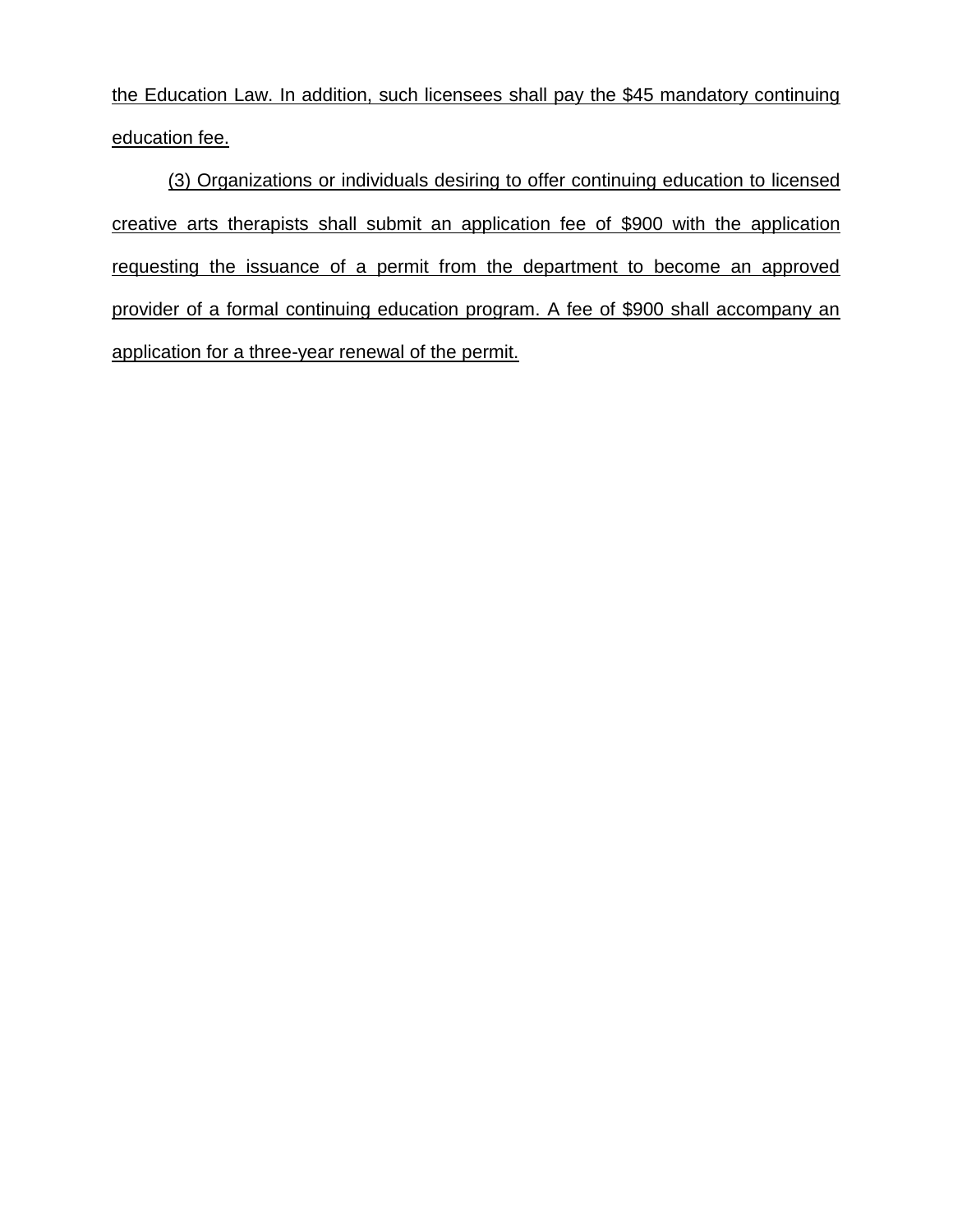the Education Law. In addition, such licensees shall pay the $45 mandatory continuing education fee.

(3) Organizations or individuals desiring to offer continuing education to licensed creative arts therapists shall submit an application fee of $900 with the application requesting the issuance of a permit from the department to become an approved provider of a formal continuing education program. A fee of $900 shall accompany an application for a three-year renewal of the permit.